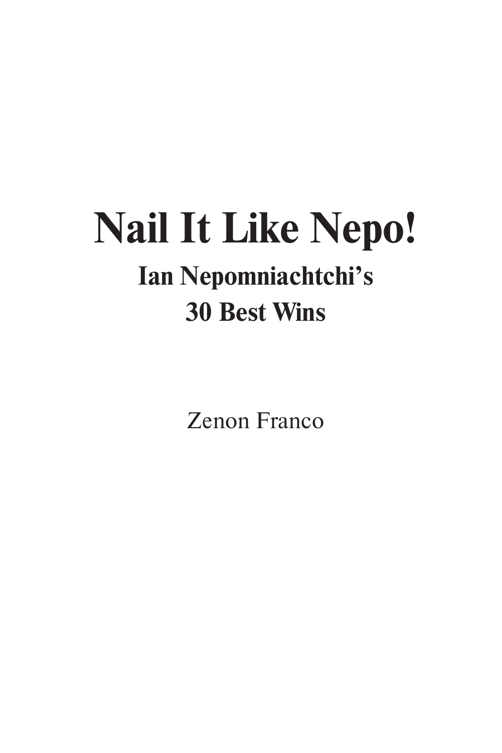# Nail It Like Nepo!

## Ian Nepomniachtchi's 30 Best Wins

Zenon Franco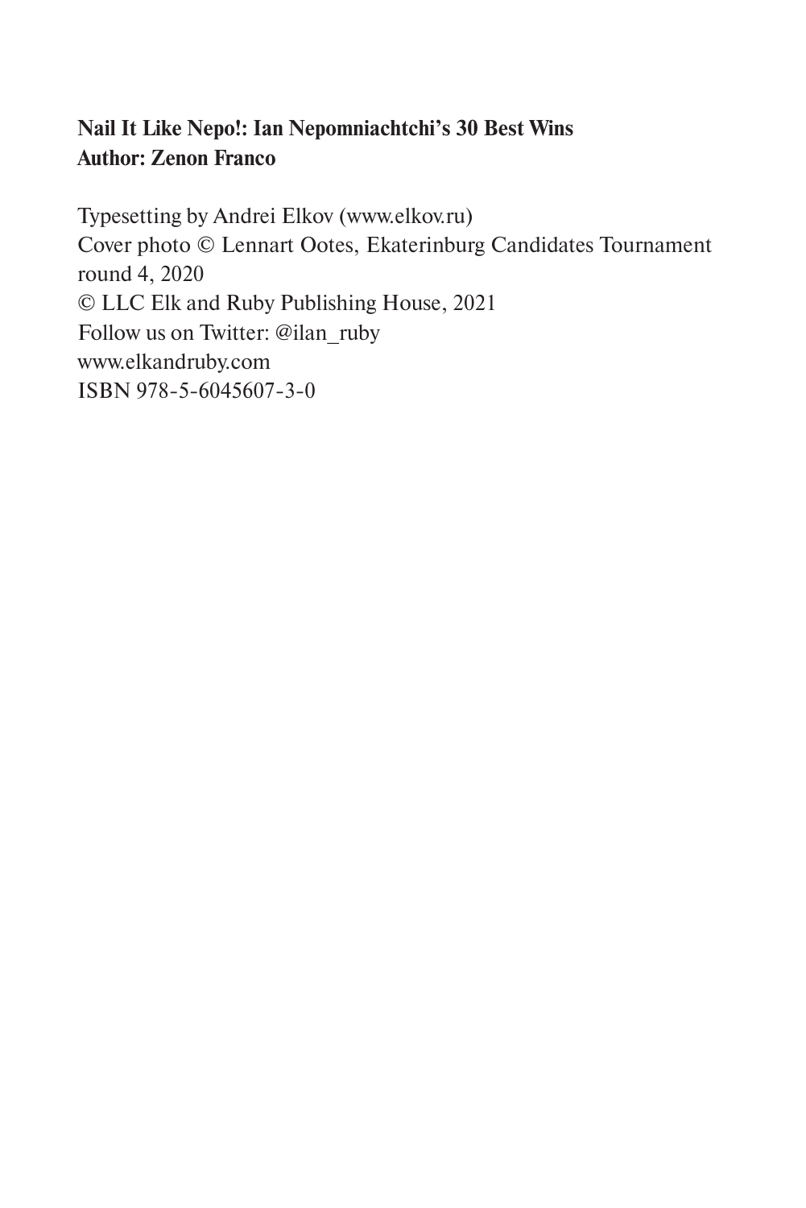**Nail It Like Nepo!: Ian Nepomniachtchi's 30 Best Wins**
**Author: Zenon Franco**

Typesetting by Andrei Elkov (www.elkov.ru)
Cover photo © Lennart Ootes, Ekaterinburg Candidates Tournament round 4, 2020
© LLC Elk and Ruby Publishing House, 2021
Follow us on Twitter: @ilan_ruby
www.elkandruby.com
ISBN 978-5-6045607-3-0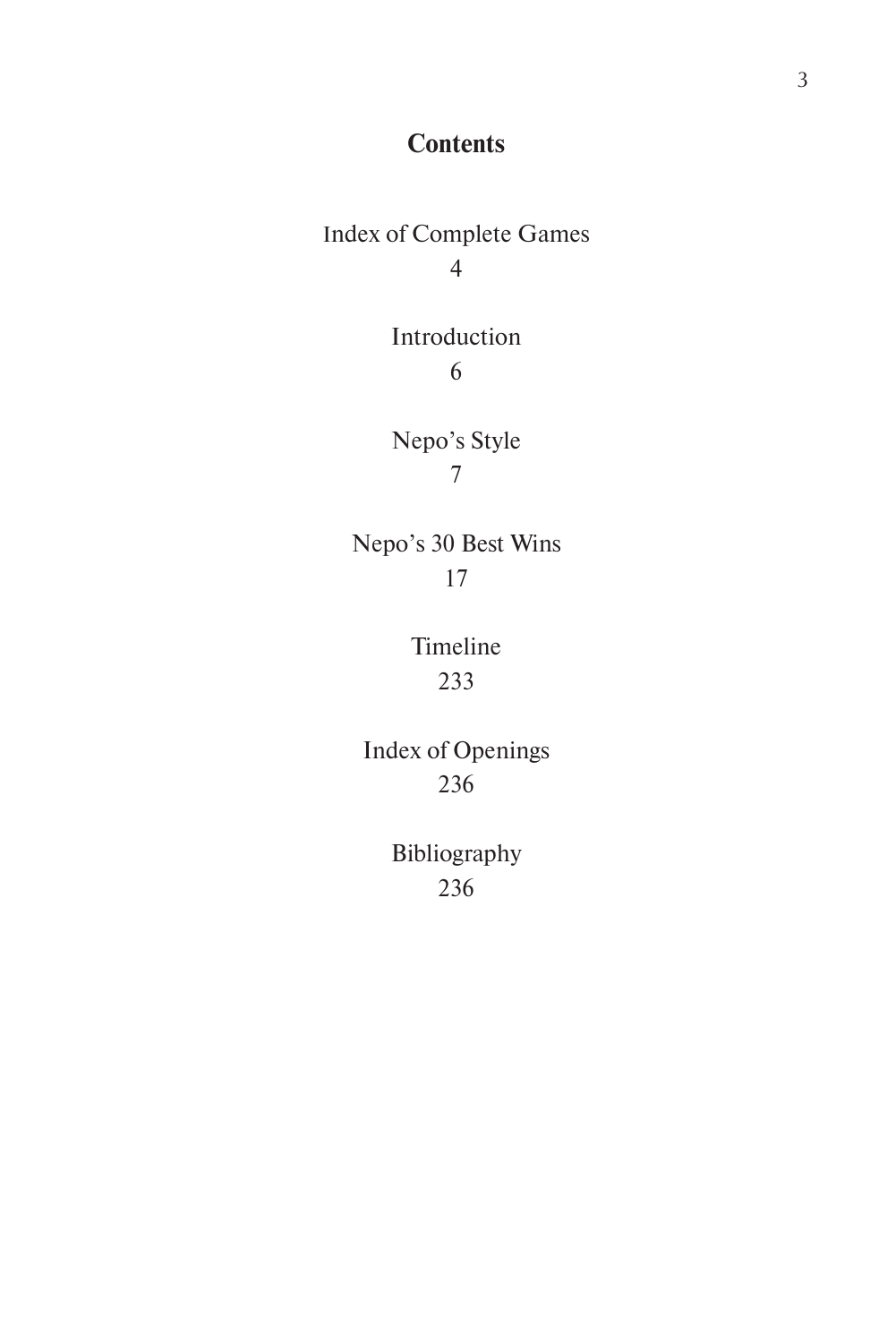# Contents

Index of Complete Games
4

Introduction
6

Nepo's Style
7

Nepo's 30 Best Wins
17

Timeline
233

Index of Openings
236

Bibliography
236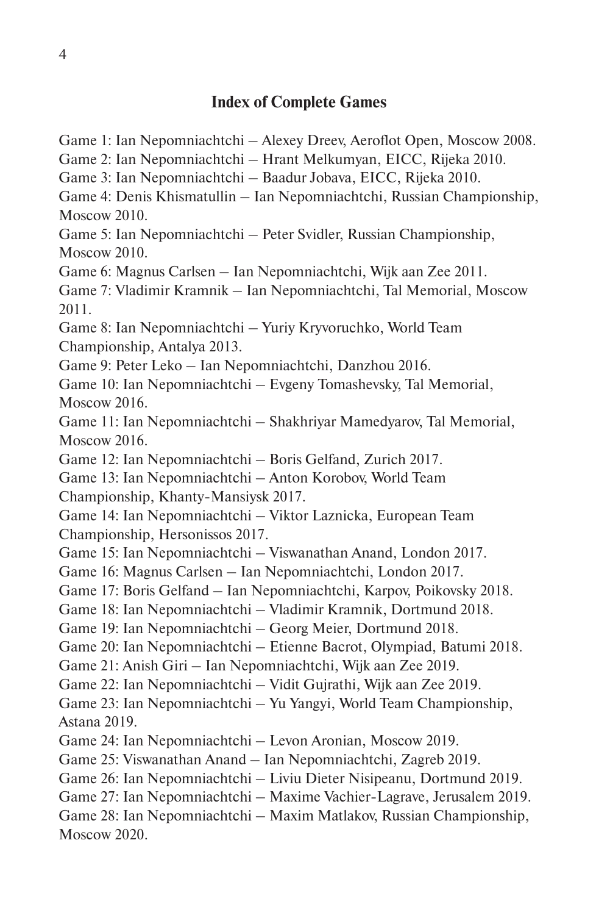## Index of Complete Games

Game 1: Ian Nepomniachtchi – Alexey Dreev, Aeroflot Open, Moscow 2008.
Game 2: Ian Nepomniachtchi – Hrant Melkumyan, EICC, Rijeka 2010.
Game 3: Ian Nepomniachtchi – Baadur Jobava, EICC, Rijeka 2010.
Game 4: Denis Khismatullin – Ian Nepomniachtchi, Russian Championship, Moscow 2010.
Game 5: Ian Nepomniachtchi – Peter Svidler, Russian Championship, Moscow 2010.
Game 6: Magnus Carlsen – Ian Nepomniachtchi, Wijk aan Zee 2011.
Game 7: Vladimir Kramnik – Ian Nepomniachtchi, Tal Memorial, Moscow 2011.
Game 8: Ian Nepomniachtchi – Yuriy Kryvoruchko, World Team Championship, Antalya 2013.
Game 9: Peter Leko – Ian Nepomniachtchi, Danzhou 2016.
Game 10: Ian Nepomniachtchi – Evgeny Tomashevsky, Tal Memorial, Moscow 2016.
Game 11: Ian Nepomniachtchi – Shakhriyar Mamedyarov, Tal Memorial, Moscow 2016.
Game 12: Ian Nepomniachtchi – Boris Gelfand, Zurich 2017.
Game 13: Ian Nepomniachtchi – Anton Korobov, World Team Championship, Khanty-Mansiysk 2017.
Game 14: Ian Nepomniachtchi – Viktor Laznicka, European Team Championship, Hersonissos 2017.
Game 15: Ian Nepomniachtchi – Viswanathan Anand, London 2017.
Game 16: Magnus Carlsen – Ian Nepomniachtchi, London 2017.
Game 17: Boris Gelfand – Ian Nepomniachtchi, Karpov, Poikovsky 2018.
Game 18: Ian Nepomniachtchi – Vladimir Kramnik, Dortmund 2018.
Game 19: Ian Nepomniachtchi – Georg Meier, Dortmund 2018.
Game 20: Ian Nepomniachtchi – Etienne Bacrot, Olympiad, Batumi 2018.
Game 21: Anish Giri – Ian Nepomniachtchi, Wijk aan Zee 2019.
Game 22: Ian Nepomniachtchi – Vidit Gujrathi, Wijk aan Zee 2019.
Game 23: Ian Nepomniachtchi – Yu Yangyi, World Team Championship, Astana 2019.
Game 24: Ian Nepomniachtchi – Levon Aronian, Moscow 2019.
Game 25: Viswanathan Anand – Ian Nepomniachtchi, Zagreb 2019.
Game 26: Ian Nepomniachtchi – Liviu Dieter Nisipeanu, Dortmund 2019.
Game 27: Ian Nepomniachtchi – Maxime Vachier-Lagrave, Jerusalem 2019.
Game 28: Ian Nepomniachtchi – Maxim Matlakov, Russian Championship, Moscow 2020.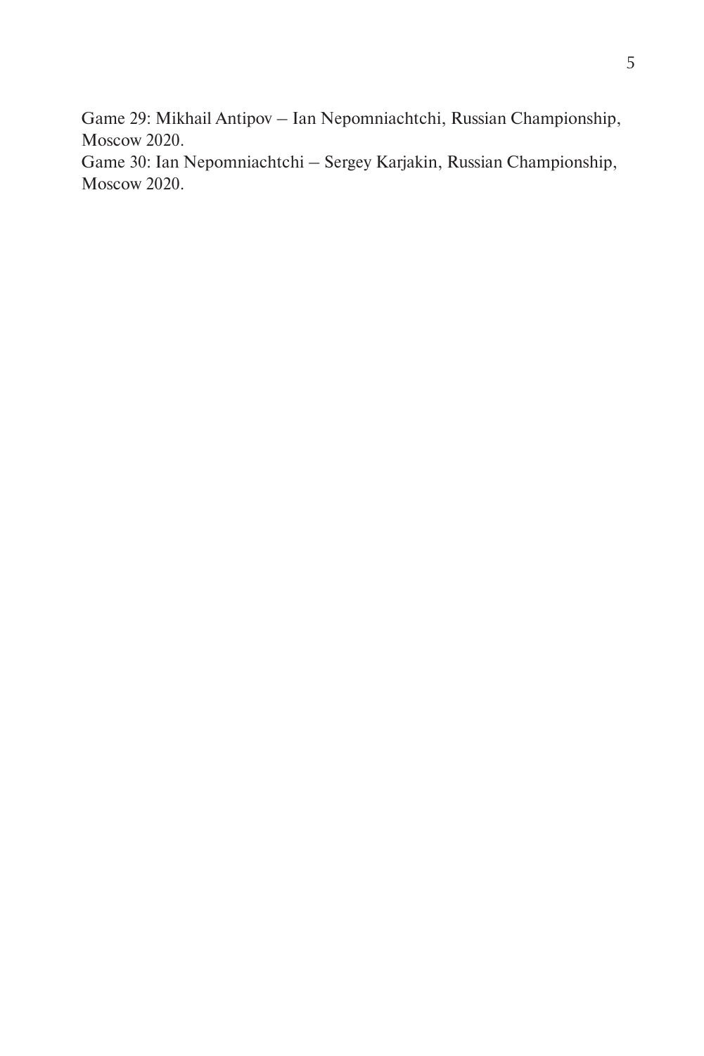Game 29: Mikhail Antipov – Ian Nepomniachtchi, Russian Championship, Moscow 2020.

Game 30: Ian Nepomniachtchi – Sergey Karjakin, Russian Championship, Moscow 2020.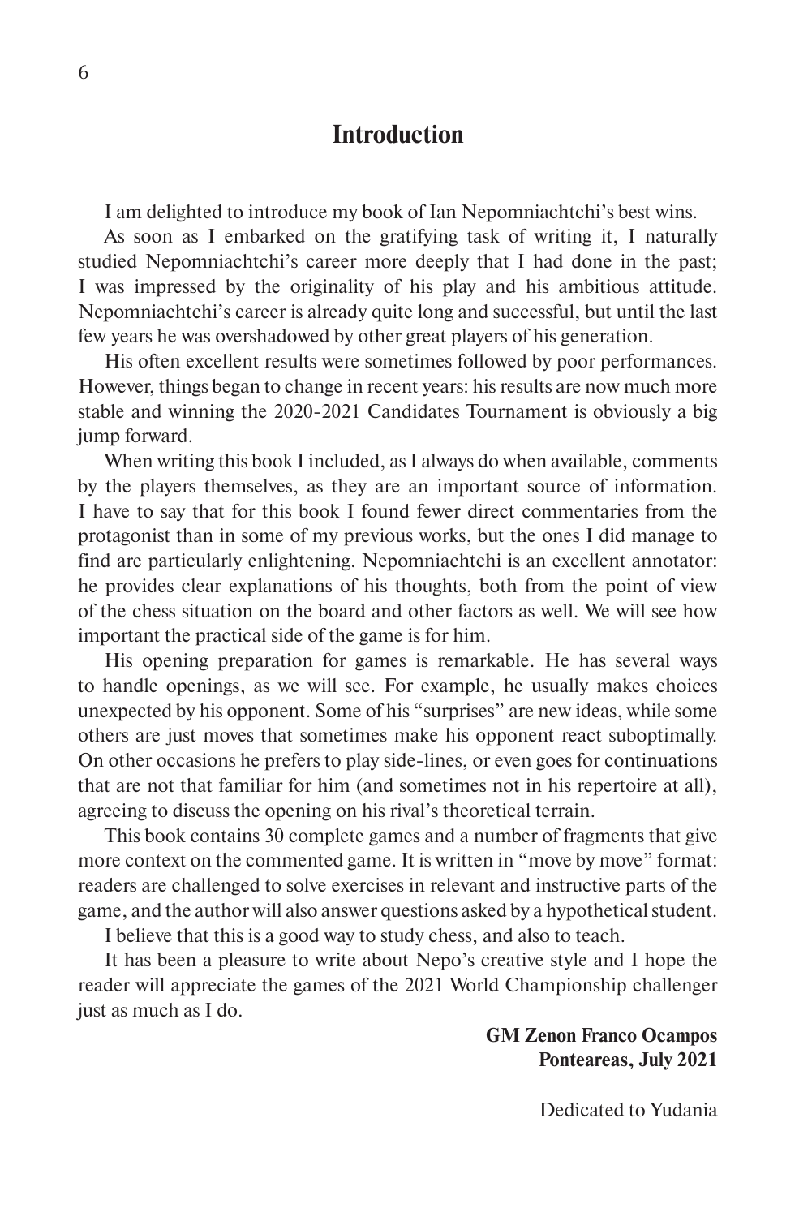# Introduction

I am delighted to introduce my book of Ian Nepomniachtchi's best wins.

As soon as I embarked on the gratifying task of writing it, I naturally studied Nepomniachtchi's career more deeply that I had done in the past; I was impressed by the originality of his play and his ambitious attitude. Nepomniachtchi's career is already quite long and successful, but until the last few years he was overshadowed by other great players of his generation.

His often excellent results were sometimes followed by poor performances. However, things began to change in recent years: his results are now much more stable and winning the 2020-2021 Candidates Tournament is obviously a big jump forward.

When writing this book I included, as I always do when available, comments by the players themselves, as they are an important source of information. I have to say that for this book I found fewer direct commentaries from the protagonist than in some of my previous works, but the ones I did manage to find are particularly enlightening. Nepomniachtchi is an excellent annotator: he provides clear explanations of his thoughts, both from the point of view of the chess situation on the board and other factors as well. We will see how important the practical side of the game is for him.

His opening preparation for games is remarkable. He has several ways to handle openings, as we will see. For example, he usually makes choices unexpected by his opponent. Some of his "surprises" are new ideas, while some others are just moves that sometimes make his opponent react suboptimally. On other occasions he prefers to play side-lines, or even goes for continuations that are not that familiar for him (and sometimes not in his repertoire at all), agreeing to discuss the opening on his rival's theoretical terrain.

This book contains 30 complete games and a number of fragments that give more context on the commented game. It is written in "move by move" format: readers are challenged to solve exercises in relevant and instructive parts of the game, and the author will also answer questions asked by a hypothetical student.

I believe that this is a good way to study chess, and also to teach.

It has been a pleasure to write about Nepo's creative style and I hope the reader will appreciate the games of the 2021 World Championship challenger just as much as I do.

**GM Zenon Franco Ocampos**
**Ponteareas, July 2021**

Dedicated to Yudania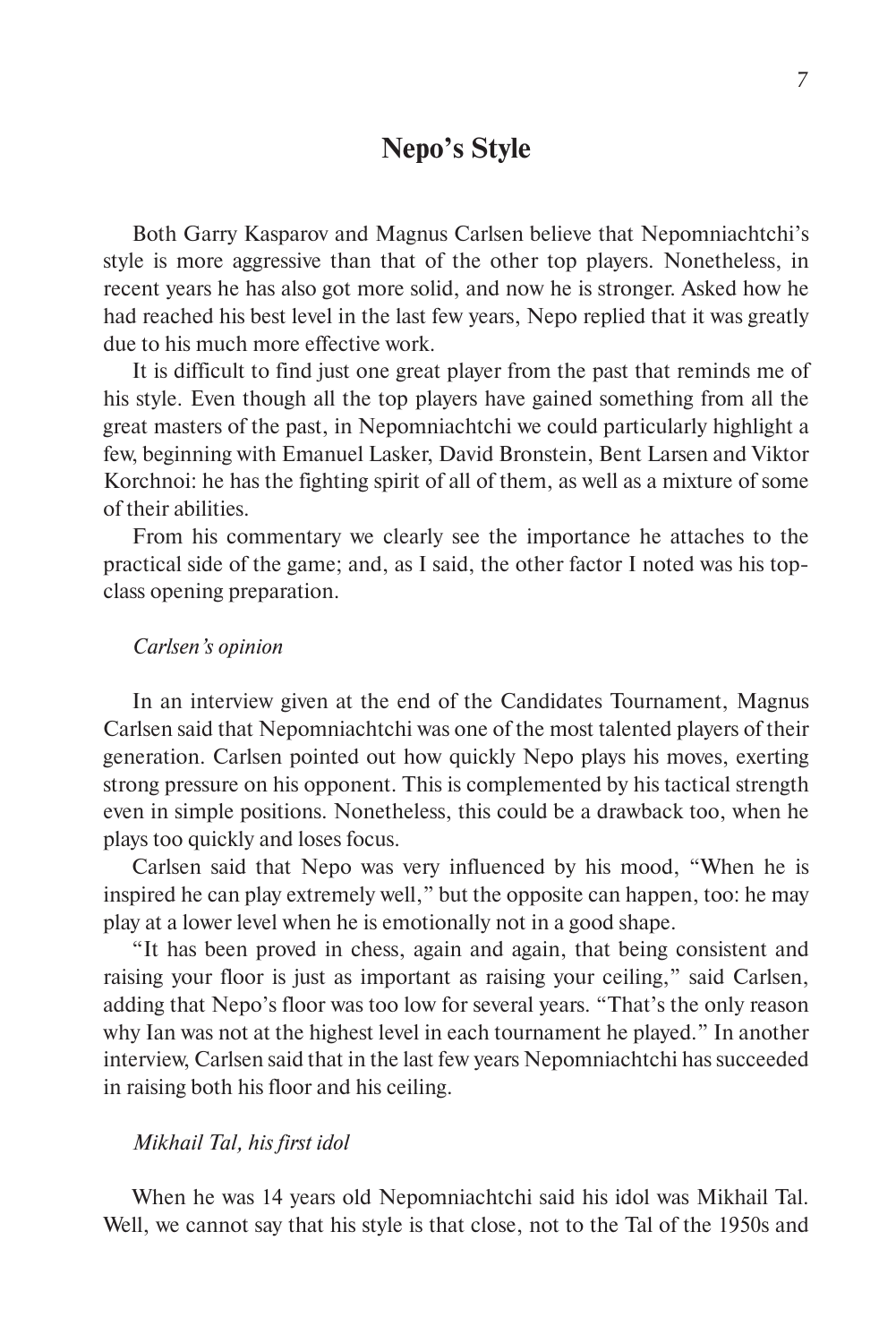# Nepo's Style

Both Garry Kasparov and Magnus Carlsen believe that Nepomniachtchi's style is more aggressive than that of the other top players. Nonetheless, in recent years he has also got more solid, and now he is stronger. Asked how he had reached his best level in the last few years, Nepo replied that it was greatly due to his much more effective work.

It is difficult to find just one great player from the past that reminds me of his style. Even though all the top players have gained something from all the great masters of the past, in Nepomniachtchi we could particularly highlight a few, beginning with Emanuel Lasker, David Bronstein, Bent Larsen and Viktor Korchnoi: he has the fighting spirit of all of them, as well as a mixture of some of their abilities.

From his commentary we clearly see the importance he attaches to the practical side of the game; and, as I said, the other factor I noted was his top-class opening preparation.

*Carlsen's opinion*

In an interview given at the end of the Candidates Tournament, Magnus Carlsen said that Nepomniachtchi was one of the most talented players of their generation. Carlsen pointed out how quickly Nepo plays his moves, exerting strong pressure on his opponent. This is complemented by his tactical strength even in simple positions. Nonetheless, this could be a drawback too, when he plays too quickly and loses focus.

Carlsen said that Nepo was very influenced by his mood, "When he is inspired he can play extremely well," but the opposite can happen, too: he may play at a lower level when he is emotionally not in a good shape.

"It has been proved in chess, again and again, that being consistent and raising your floor is just as important as raising your ceiling," said Carlsen, adding that Nepo's floor was too low for several years. "That's the only reason why Ian was not at the highest level in each tournament he played." In another interview, Carlsen said that in the last few years Nepomniachtchi has succeeded in raising both his floor and his ceiling.

*Mikhail Tal, his first idol*

When he was 14 years old Nepomniachtchi said his idol was Mikhail Tal. Well, we cannot say that his style is that close, not to the Tal of the 1950s and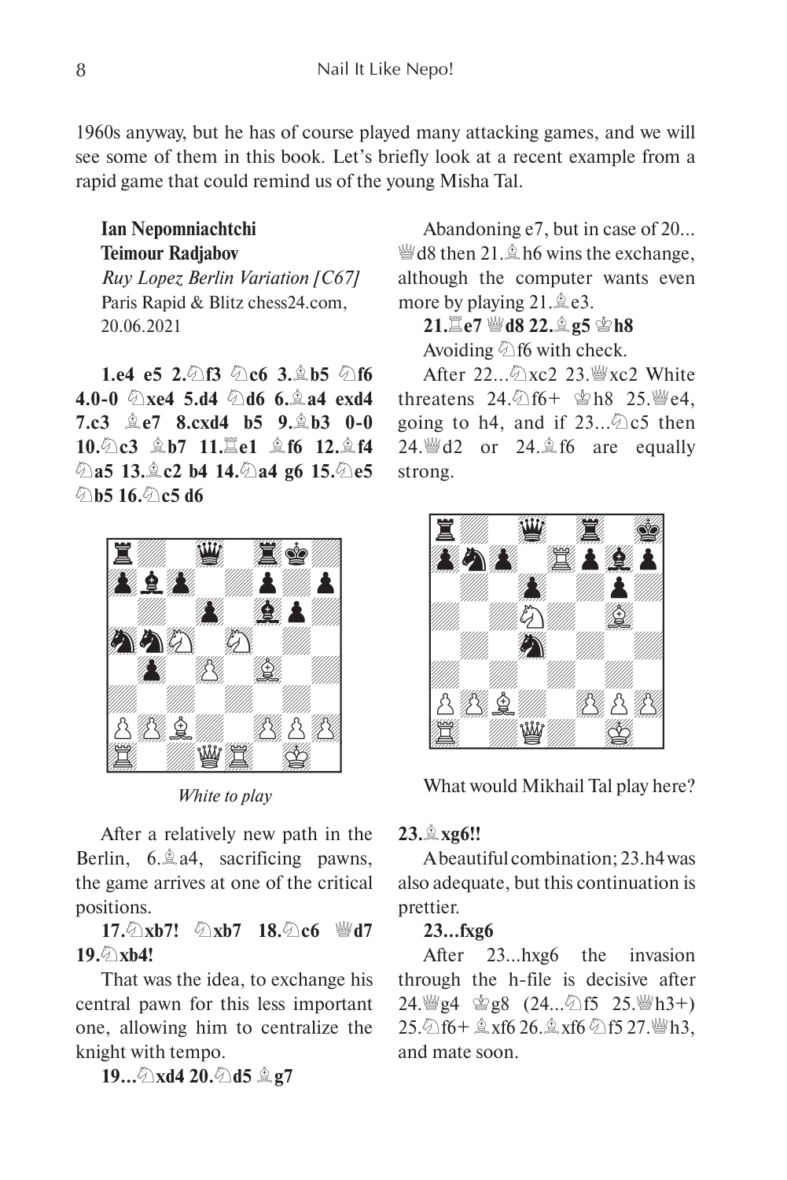1960s anyway, but he has of course played many attacking games, and we will see some of them in this book. Let's briefly look at a recent example from a rapid game that could remind us of the young Misha Tal.

**Ian Nepomniachtchi**
**Teimour Radjabov**
*Ruy Lopez Berlin Variation [C67]*
Paris Rapid & Blitz chess24.com, 20.06.2021

**1.e4 e5 2.♘f3 ♘c6 3.♗b5 ♘f6 4.0-0 ♘xe4 5.d4 ♘d6 6.♗a4 exd4 7.c3 ♗e7 8.cxd4 b5 9.♗b3 0-0 10.♘c3 ♗b7 11.♖e1 ♗f6 12.♗f4 ♘a5 13.♗c2 b4 14.♘a4 g6 15.♘e5 ♘b5 16.♘c5 d6**

*White to play*

After a relatively new path in the Berlin, 6.♗a4, sacrificing pawns, the game arrives at one of the critical positions.

**17.♘xb7! ♘xb7 18.♘c6 ♕d7 19.♘xb4!**

That was the idea, to exchange his central pawn for this less important one, allowing him to centralize the knight with tempo.

**19...♘xd4 20.♘d5 ♗g7**

Abandoning e7, but in case of 20...♕d8 then 21.♗h6 wins the exchange, although the computer wants even more by playing 21.♗e3.

**21.♖e7 ♕d8 22.♗g5 ♔h8**

Avoiding ♘f6 with check.

After 22...♘xc2 23.♕xc2 White threatens 24.♘f6+ ♔h8 25.♕e4, going to h4, and if 23...♘c5 then 24.♕d2 or 24.♗f6 are equally strong.

What would Mikhail Tal play here?

**23.♗xg6!!**

A beautiful combination; 23.h4 was also adequate, but this continuation is prettier.

**23...fxg6**

After 23...hxg6 the invasion through the h-file is decisive after 24.♕g4 ♔g8 (24...♘f5 25.♕h3+) 25.♘f6+ ♗xf6 26.♗xf6 ♘f5 27.♕h3, and mate soon.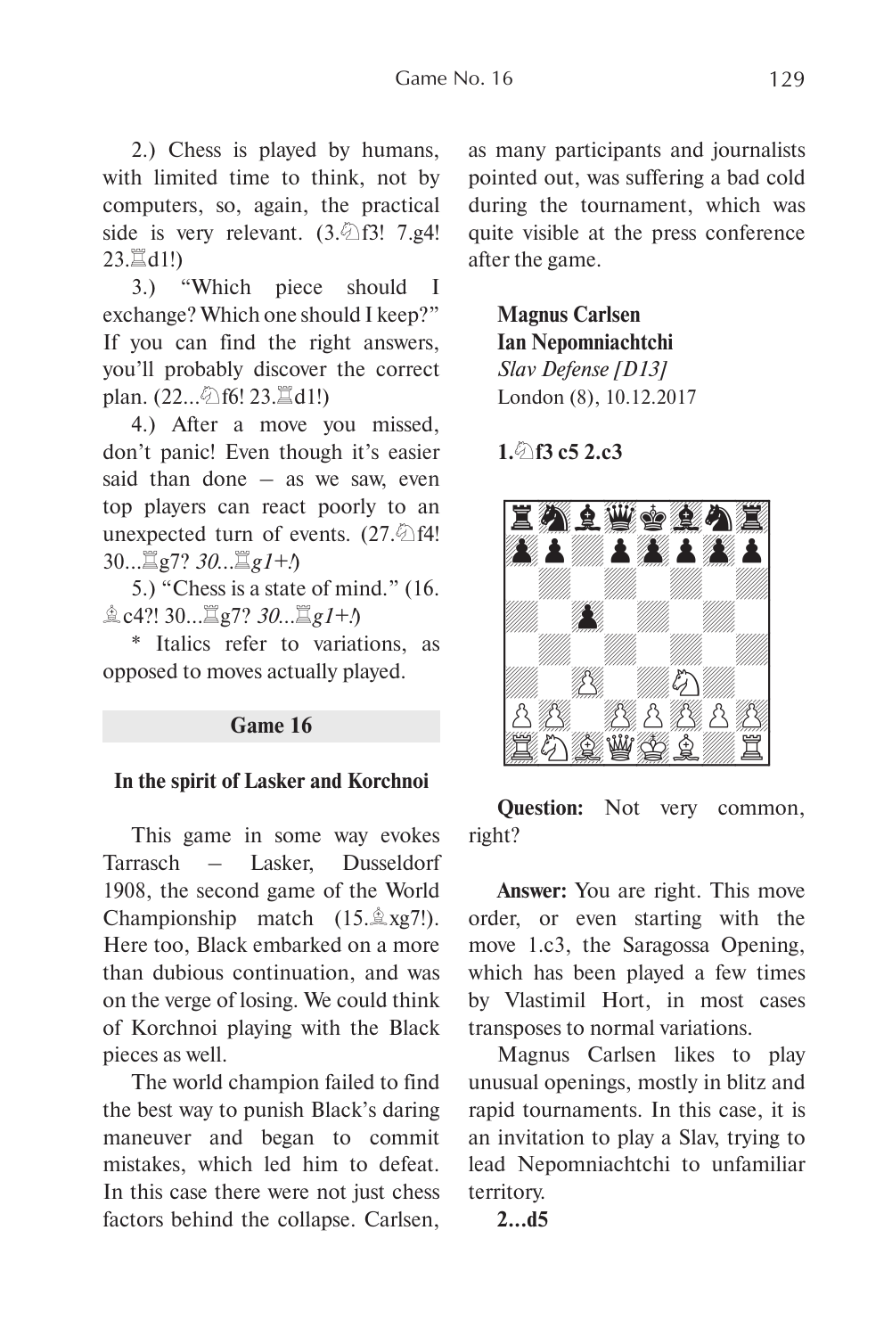2.) Chess is played by humans, with limited time to think, not by computers, so, again, the practical side is very relevant. (3.♘f3! 7.g4! 23.♖d1!)

3.) "Which piece should I exchange? Which one should I keep?" If you can find the right answers, you'll probably discover the correct plan. (22...♘f6! 23.♖d1!)

4.) After a move you missed, don't panic! Even though it's easier said than done – as we saw, even top players can react poorly to an unexpected turn of events. (27.♘f4! 30...♖g7? *30...♖g1+!*)

5.) "Chess is a state of mind." (16.♗c4?! 30...♖g7? *30...♖g1+!*)

\* Italics refer to variations, as opposed to moves actually played.

## Game 16

### In the spirit of Lasker and Korchnoi

This game in some way evokes Tarrasch – Lasker, Dusseldorf 1908, the second game of the World Championship match (15.♗xg7!). Here too, Black embarked on a more than dubious continuation, and was on the verge of losing. We could think of Korchnoi playing with the Black pieces as well.

The world champion failed to find the best way to punish Black's daring maneuver and began to commit mistakes, which led him to defeat. In this case there were not just chess factors behind the collapse. Carlsen, as many participants and journalists pointed out, was suffering a bad cold during the tournament, which was quite visible at the press conference after the game.

**Magnus Carlsen**
**Ian Nepomniachtchi**
*Slav Defense [D13]*
London (8), 10.12.2017

**1.♘f3 c5 2.c3**

**Question:** Not very common, right?

**Answer:** You are right. This move order, or even starting with the move 1.c3, the Saragossa Opening, which has been played a few times by Vlastimil Hort, in most cases transposes to normal variations.

Magnus Carlsen likes to play unusual openings, mostly in blitz and rapid tournaments. In this case, it is an invitation to play a Slav, trying to lead Nepomniachtchi to unfamiliar territory.

**2...d5**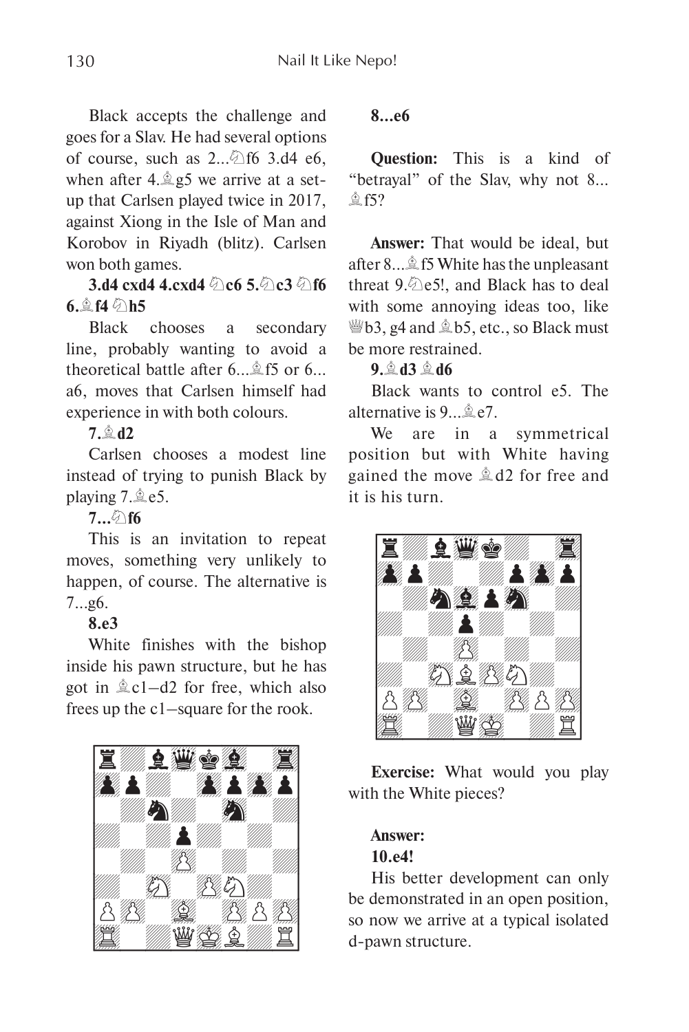Black accepts the challenge and goes for a Slav. He had several options of course, such as 2...♘f6 3.d4 e6, when after 4.♗g5 we arrive at a set-up that Carlsen played twice in 2017, against Xiong in the Isle of Man and Korobov in Riyadh (blitz). Carlsen won both games.

**3.d4 cxd4 4.cxd4 ♘c6 5.♘c3 ♘f6 6.♗f4 ♘h5**

Black chooses a secondary line, probably wanting to avoid a theoretical battle after 6...♗f5 or 6...a6, moves that Carlsen himself had experience in with both colours.

**7.♗d2**

Carlsen chooses a modest line instead of trying to punish Black by playing 7.♗e5.

**7...♘f6**

This is an invitation to repeat moves, something very unlikely to happen, of course. The alternative is 7...g6.

**8.e3**

White finishes with the bishop inside his pawn structure, but he has got in ♗c1–d2 for free, which also frees up the c1–square for the rook.

**8...e6**

**Question:** This is a kind of "betrayal" of the Slav, why not 8...♗f5?

**Answer:** That would be ideal, but after 8...♗f5 White has the unpleasant threat 9.♘e5!, and Black has to deal with some annoying ideas too, like ♕b3, g4 and ♗b5, etc., so Black must be more restrained.

**9.♗d3 ♗d6**

Black wants to control e5. The alternative is 9...♗e7.

We are in a symmetrical position but with White having gained the move ♗d2 for free and it is his turn.

**Exercise:** What would you play with the White pieces?

**Answer:**

**10.e4!**

His better development can only be demonstrated in an open position, so now we arrive at a typical isolated d-pawn structure.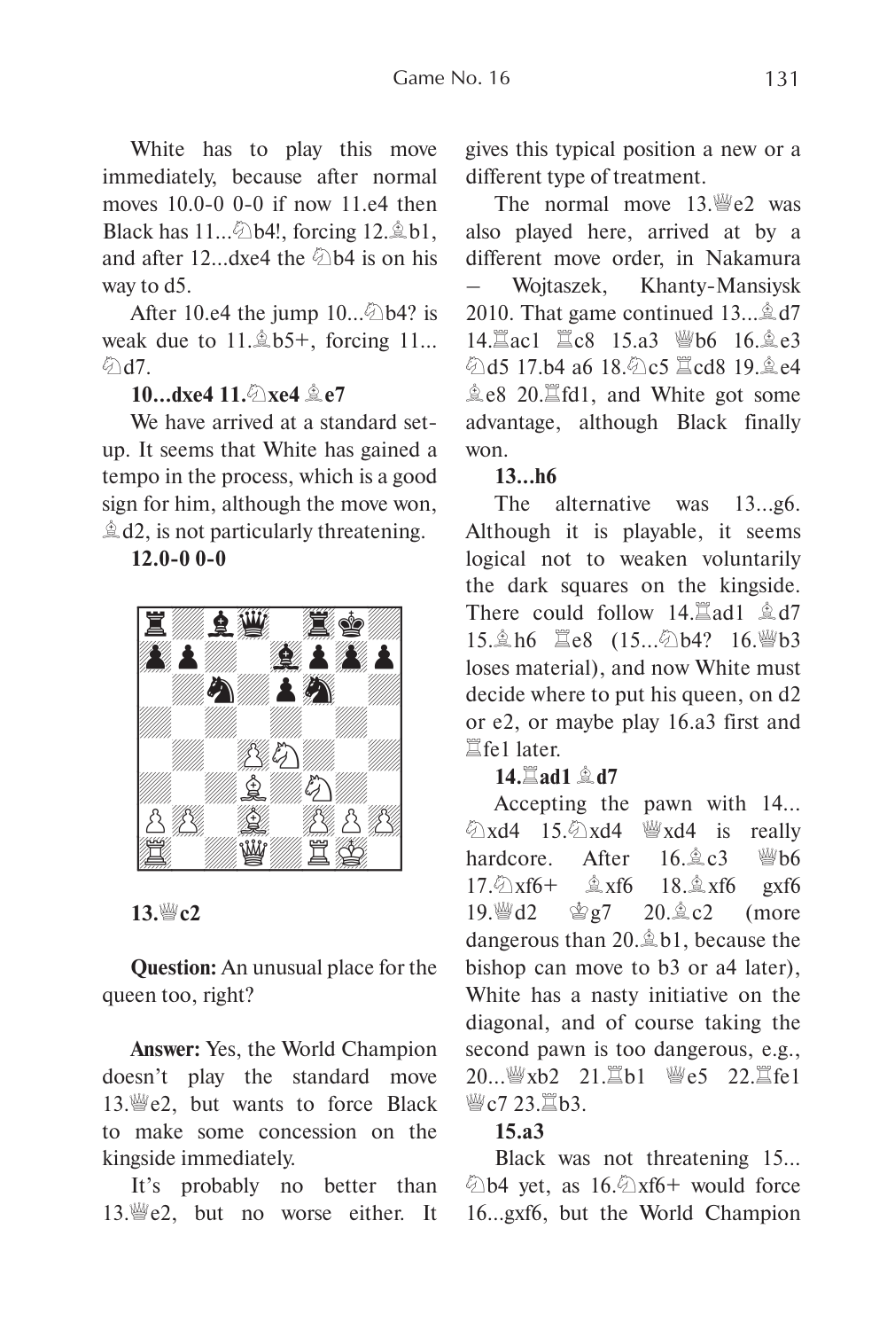White has to play this move immediately, because after normal moves 10.0-0 0-0 if now 11.e4 then Black has 11...♘b4!, forcing 12.♗b1, and after 12...dxe4 the ♘b4 is on his way to d5.

After 10.e4 the jump 10...♘b4? is weak due to 11.♗b5+, forcing 11...♘d7.

**10...dxe4 11.♘xe4 ♗e7**

We have arrived at a standard set-up. It seems that White has gained a tempo in the process, which is a good sign for him, although the move won, ♗d2, is not particularly threatening.

**12.0-0 0-0**

**13.♕c2**

**Question:** An unusual place for the queen too, right?

**Answer:** Yes, the World Champion doesn't play the standard move 13.♕e2, but wants to force Black to make some concession on the kingside immediately.

It's probably no better than 13.♕e2, but no worse either. It gives this typical position a new or a different type of treatment.

The normal move 13.♕e2 was also played here, arrived at by a different move order, in Nakamura – Wojtaszek, Khanty-Mansiysk 2010. That game continued 13...♗d7 14.♖ac1 ♖c8 15.a3 ♕b6 16.♗e3 ♘d5 17.b4 a6 18.♘c5 ♖cd8 19.♗e4 ♗e8 20.♖fd1, and White got some advantage, although Black finally won.

**13...h6**

The alternative was 13...g6. Although it is playable, it seems logical not to weaken voluntarily the dark squares on the kingside. There could follow 14.♖ad1 ♗d7 15.♗h6 ♖e8 (15...♘b4? 16.♕b3 loses material), and now White must decide where to put his queen, on d2 or e2, or maybe play 16.a3 first and ♖fe1 later.

**14.♖ad1 ♗d7**

Accepting the pawn with 14...♘xd4 15.♘xd4 ♕xd4 is really hardcore. After 16.♗c3 ♕b6 17.♘xf6+ ♗xf6 18.♗xf6 gxf6 19.♕d2 ♔g7 20.♗c2 (more dangerous than 20.♗b1, because the bishop can move to b3 or a4 later), White has a nasty initiative on the diagonal, and of course taking the second pawn is too dangerous, e.g., 20...♕xb2 21.♖b1 ♕e5 22.♖fe1 ♕c7 23.♖b3.

**15.a3**

Black was not threatening 15...♘b4 yet, as 16.♘xf6+ would force 16...gxf6, but the World Champion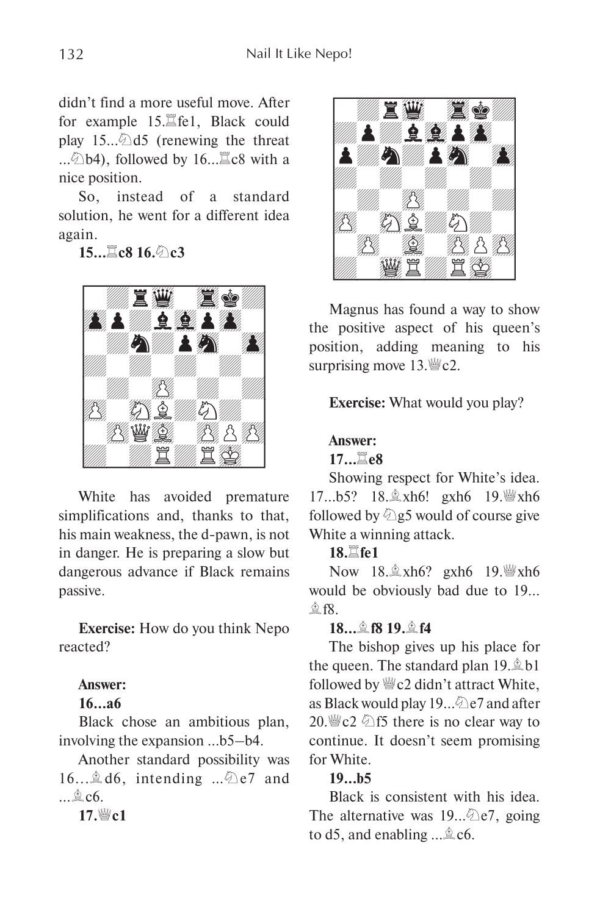didn't find a more useful move. After for example 15.♖fe1, Black could play 15...♘d5 (renewing the threat ...♘b4), followed by 16...♖c8 with a nice position.

So, instead of a standard solution, he went for a different idea again.

**15...♖c8 16.♘c3**

White has avoided premature simplifications and, thanks to that, his main weakness, the d-pawn, is not in danger. He is preparing a slow but dangerous advance if Black remains passive.

**Exercise:** How do you think Nepo reacted?

**Answer:**

**16...a6**

Black chose an ambitious plan, involving the expansion ...b5–b4.

Another standard possibility was 16...♗d6, intending ...♘e7 and ...♗c6.

**17.♕c1**

Magnus has found a way to show the positive aspect of his queen's position, adding meaning to his surprising move 13.♕c2.

**Exercise:** What would you play?

**Answer:**

**17...♖e8**

Showing respect for White's idea. 17...b5? 18.♗xh6! gxh6 19.♕xh6 followed by ♘g5 would of course give White a winning attack.

**18.♖fe1**

Now 18.♗xh6? gxh6 19.♕xh6 would be obviously bad due to 19...♗f8.

**18...♗f8 19.♗f4**

The bishop gives up his place for the queen. The standard plan 19.♗b1 followed by ♕c2 didn't attract White, as Black would play 19...♘e7 and after 20.♕c2 ♘f5 there is no clear way to continue. It doesn't seem promising for White.

**19...b5**

Black is consistent with his idea. The alternative was 19...♘e7, going to d5, and enabling ...♗c6.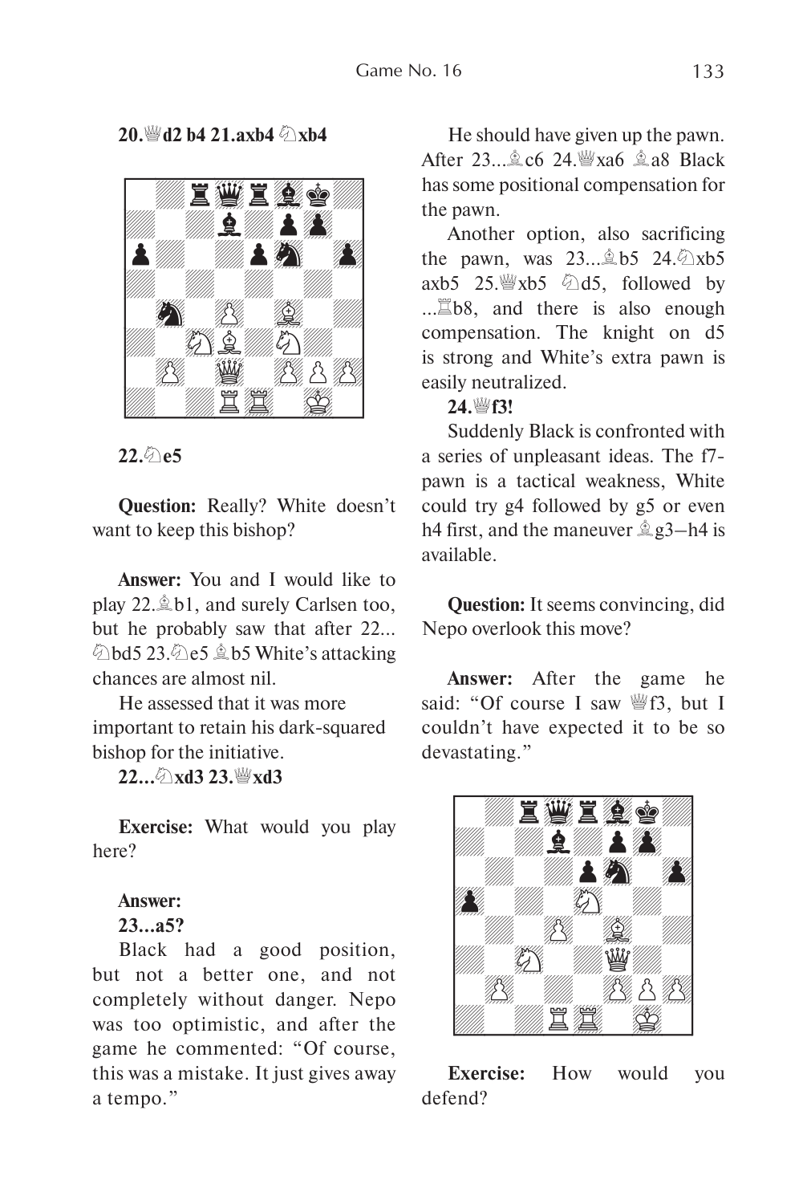**20.♕d2 b4 21.axb4 ♘xb4**

**22.♘e5**

**Question:** Really? White doesn't want to keep this bishop?

**Answer:** You and I would like to play 22.♗b1, and surely Carlsen too, but he probably saw that after 22...♘bd5 23.♘e5 ♗b5 White's attacking chances are almost nil.

He assessed that it was more important to retain his dark-squared bishop for the initiative.

**22...♘xd3 23.♕xd3**

**Exercise:** What would you play here?

**Answer:**

**23...a5?**

Black had a good position, but not a better one, and not completely without danger. Nepo was too optimistic, and after the game he commented: "Of course, this was a mistake. It just gives away a tempo."

He should have given up the pawn. After 23...♗c6 24.♕xa6 ♗a8 Black has some positional compensation for the pawn.

Another option, also sacrificing the pawn, was 23...♗b5 24.♘xb5 axb5 25.♕xb5 ♘d5, followed by ...♖b8, and there is also enough compensation. The knight on d5 is strong and White's extra pawn is easily neutralized.

**24.♕f3!**

Suddenly Black is confronted with a series of unpleasant ideas. The f7-pawn is a tactical weakness, White could try g4 followed by g5 or even h4 first, and the maneuver ♗g3–h4 is available.

**Question:** It seems convincing, did Nepo overlook this move?

**Answer:** After the game he said: "Of course I saw ♕f3, but I couldn't have expected it to be so devastating."

**Exercise:** How would you defend?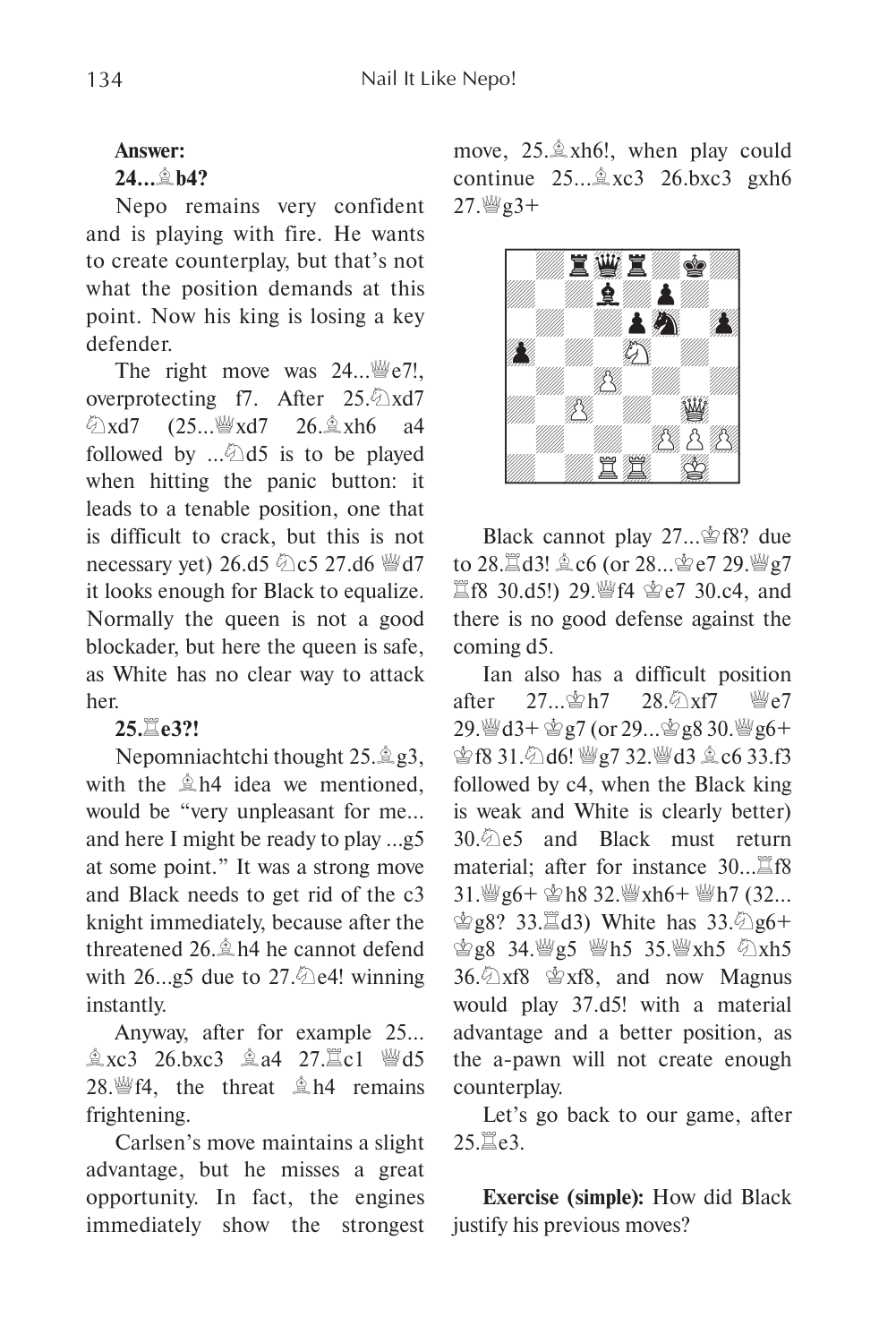**Answer:**

**24...♗b4?**

Nepo remains very confident and is playing with fire. He wants to create counterplay, but that's not what the position demands at this point. Now his king is losing a key defender.

The right move was 24...♕e7!, overprotecting f7. After 25.♘xd7 ♘xd7 (25...♕xd7 26.♗xh6 a4 followed by ...♘d5 is to be played when hitting the panic button: it leads to a tenable position, one that is difficult to crack, but this is not necessary yet) 26.d5 ♘c5 27.d6 ♕d7 it looks enough for Black to equalize. Normally the queen is not a good blockader, but here the queen is safe, as White has no clear way to attack her.

**25.♖e3?!**

Nepomniachtchi thought 25.♗g3, with the ♗h4 idea we mentioned, would be "very unpleasant for me... and here I might be ready to play ...g5 at some point." It was a strong move and Black needs to get rid of the c3 knight immediately, because after the threatened 26.♗h4 he cannot defend with 26...g5 due to 27.♘e4! winning instantly.

Anyway, after for example 25...♗xc3 26.bxc3 ♗a4 27.♖c1 ♕d5 28.♕f4, the threat ♗h4 remains frightening.

Carlsen's move maintains a slight advantage, but he misses a great opportunity. In fact, the engines immediately show the strongest move, 25.♗xh6!, when play could continue 25...♗xc3 26.bxc3 gxh6 27.♕g3+

Black cannot play 27...♔f8? due to 28.♖d3! ♗c6 (or 28...♔e7 29.♕g7 ♖f8 30.d5!) 29.♕f4 ♔e7 30.c4, and there is no good defense against the coming d5.

Ian also has a difficult position after 27...♔h7 28.♘xf7 ♕e7 29.♕d3+ ♔g7 (or 29...♔g8 30.♕g6+ ♔f8 31.♘d6! ♕g7 32.♕d3 ♗c6 33.f3 followed by c4, when the Black king is weak and White is clearly better) 30.♘e5 and Black must return material; after for instance 30...♖f8 31.♕g6+ ♔h8 32.♕xh6+ ♕h7 (32...♔g8? 33.♖d3) White has 33.♘g6+ ♔g8 34.♕g5 ♕h5 35.♕xh5 ♘xh5 36.♘xf8 ♔xf8, and now Magnus would play 37.d5! with a material advantage and a better position, as the a-pawn will not create enough counterplay.

Let's go back to our game, after 25.♖e3.

**Exercise (simple):** How did Black justify his previous moves?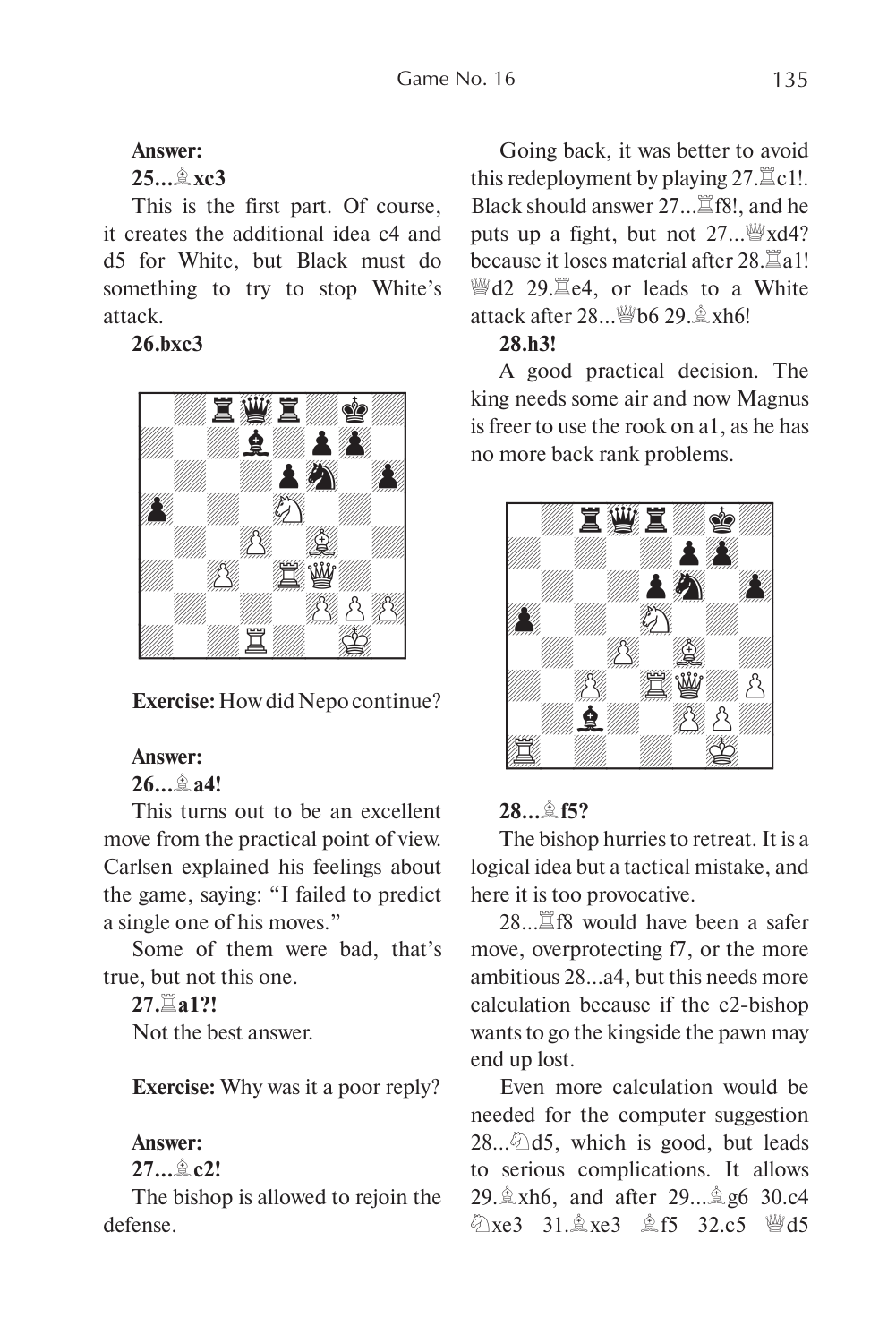**Answer:**

**25...♗xc3**

This is the first part. Of course, it creates the additional idea c4 and d5 for White, but Black must do something to try to stop White's attack.

**26.bxc3**

**Exercise:** How did Nepo continue?

**Answer:**

**26...♗a4!**

This turns out to be an excellent move from the practical point of view. Carlsen explained his feelings about the game, saying: "I failed to predict a single one of his moves."

Some of them were bad, that's true, but not this one.

**27.♖a1?!**

Not the best answer.

**Exercise:** Why was it a poor reply?

**Answer:**

**27...♗c2!**

The bishop is allowed to rejoin the defense.

Going back, it was better to avoid this redeployment by playing 27.♖c1!. Black should answer 27...♖f8!, and he puts up a fight, but not 27...♕xd4? because it loses material after 28.♖a1! ♕d2 29.♖e4, or leads to a White attack after 28...♕b6 29.♗xh6!

**28.h3!**

A good practical decision. The king needs some air and now Magnus is freer to use the rook on a1, as he has no more back rank problems.

**28...♗f5?**

The bishop hurries to retreat. It is a logical idea but a tactical mistake, and here it is too provocative.

28...♖f8 would have been a safer move, overprotecting f7, or the more ambitious 28...a4, but this needs more calculation because if the c2-bishop wants to go the kingside the pawn may end up lost.

Even more calculation would be needed for the computer suggestion 28...♘d5, which is good, but leads to serious complications. It allows 29.♗xh6, and after 29...♗g6 30.c4 ♘xe3 31.♗xe3 ♗f5 32.c5 ♕d5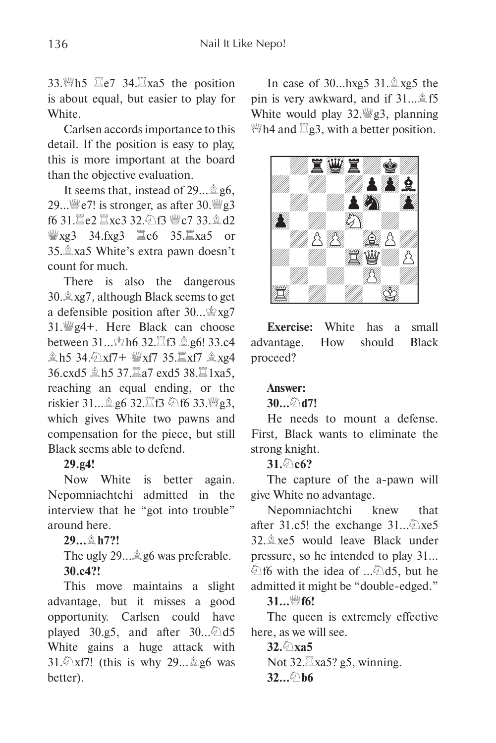33.♕h5 ♖e7 34.♖xa5 the position is about equal, but easier to play for White.

Carlsen accords importance to this detail. If the position is easy to play, this is more important at the board than the objective evaluation.

It seems that, instead of 29...♗g6, 29...♕e7! is stronger, as after 30.♕g3 f6 31.♖e2 ♖xc3 32.♘f3 ♕c7 33.♗d2 ♕xg3 34.fxg3 ♖c6 35.♖xa5 or 35.♗xa5 White's extra pawn doesn't count for much.

There is also the dangerous 30.♗xg7, although Black seems to get a defensible position after 30...♔xg7 31.♕g4+. Here Black can choose between 31...♔h6 32.♖f3 ♗g6! 33.c4 ♗h5 34.♘xf7+ ♕xf7 35.♖xf7 ♗xg4 36.cxd5 ♗h5 37.♖a7 exd5 38.♖1xa5, reaching an equal ending, or the riskier 31...♗g6 32.♖f3 ♘f6 33.♕g3, which gives White two pawns and compensation for the piece, but still Black seems able to defend.

**29.g4!**

Now White is better again. Nepomniachtchi admitted in the interview that he "got into trouble" around here.

**29...♗h7?!**

The ugly 29...♗g6 was preferable.

**30.c4?!**

This move maintains a slight advantage, but it misses a good opportunity. Carlsen could have played 30.g5, and after 30...♘d5 White gains a huge attack with 31.♘xf7! (this is why 29...♗g6 was better).

In case of 30...hxg5 31.♗xg5 the pin is very awkward, and if 31...♗f5 White would play 32.♕g3, planning ♕h4 and ♖g3, with a better position.

**Exercise:** White has a small advantage. How should Black proceed?

**Answer:**

**30...♘d7!**

He needs to mount a defense. First, Black wants to eliminate the strong knight.

**31.♘c6?**

The capture of the a-pawn will give White no advantage.

Nepomniachtchi knew that after 31.c5! the exchange 31...♘xe5 32.♗xe5 would leave Black under pressure, so he intended to play 31...♘f6 with the idea of ...♘d5, but he admitted it might be "double-edged."

**31...♕f6!**

The queen is extremely effective here, as we will see.

**32.♘xa5**

Not 32.♖xa5? g5, winning.

**32...♘b6**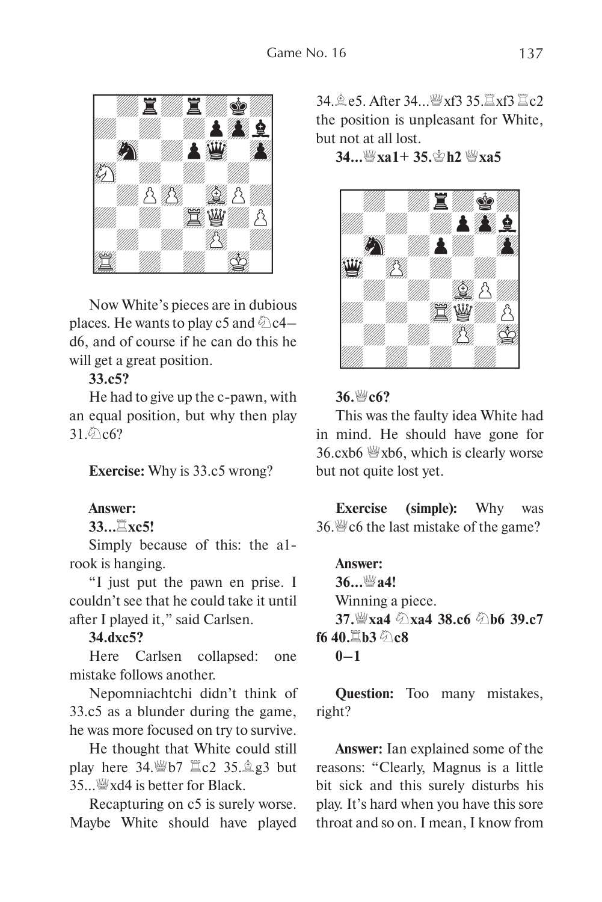Now White's pieces are in dubious places. He wants to play c5 and ♘c4–d6, and of course if he can do this he will get a great position.

**33.c5?**

He had to give up the c-pawn, with an equal position, but why then play 31.♘c6?

**Exercise:** Why is 33.c5 wrong?

**Answer:**

**33...♖xc5!**

Simply because of this: the a1-rook is hanging.

"I just put the pawn en prise. I couldn't see that he could take it until after I played it," said Carlsen.

**34.dxc5?**

Here Carlsen collapsed: one mistake follows another.

Nepomniachtchi didn't think of 33.c5 as a blunder during the game, he was more focused on try to survive.

He thought that White could still play here 34.♕b7 ♖c2 35.♗g3 but 35...♕xd4 is better for Black.

Recapturing on c5 is surely worse. Maybe White should have played 34.♗e5. After 34...♕xf3 35.♖xf3 ♖c2 the position is unpleasant for White, but not at all lost.

**34...♕xa1+ 35.♔h2 ♕xa5**

**36.♕c6?**

This was the faulty idea White had in mind. He should have gone for 36.cxb6 ♕xb6, which is clearly worse but not quite lost yet.

**Exercise (simple):** Why was 36.♕c6 the last mistake of the game?

**Answer:**

**36...♕a4!**

Winning a piece.

**37.♕xa4 ♘xa4 38.c6 ♘b6 39.c7 f6 40.♖b3 ♘c8**

**0–1**

**Question:** Too many mistakes, right?

**Answer:** Ian explained some of the reasons: "Clearly, Magnus is a little bit sick and this surely disturbs his play. It's hard when you have this sore throat and so on. I mean, I know from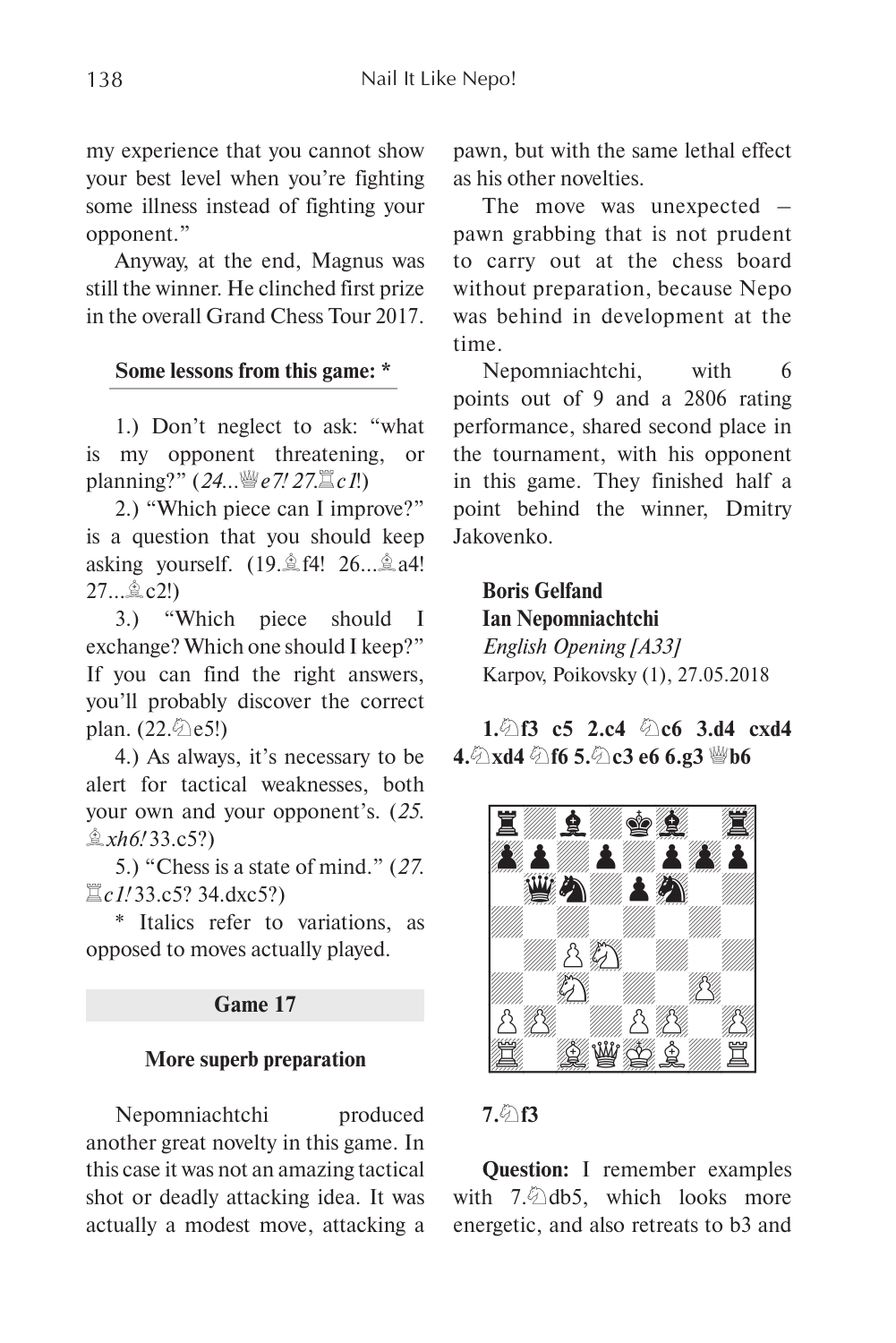my experience that you cannot show your best level when you're fighting some illness instead of fighting your opponent."

Anyway, at the end, Magnus was still the winner. He clinched first prize in the overall Grand Chess Tour 2017.

**Some lessons from this game: \***

1.) Don't neglect to ask: "what is my opponent threatening, or planning?" (*24...♕e7! 27.♖c1!*)

2.) "Which piece can I improve?" is a question that you should keep asking yourself. (19.♗f4! 26...♗a4! 27...♗c2!)

3.) "Which piece should I exchange? Which one should I keep?" If you can find the right answers, you'll probably discover the correct plan. (22.♘e5!)

4.) As always, it's necessary to be alert for tactical weaknesses, both your own and your opponent's. (*25.♗xh6!* 33.c5?)

5.) "Chess is a state of mind." (*27.♖c1!* 33.c5? 34.dxc5?)

\* Italics refer to variations, as opposed to moves actually played.

## Game 17

### More superb preparation

Nepomniachtchi produced another great novelty in this game. In this case it was not an amazing tactical shot or deadly attacking idea. It was actually a modest move, attacking a pawn, but with the same lethal effect as his other novelties.

The move was unexpected – pawn grabbing that is not prudent to carry out at the chess board without preparation, because Nepo was behind in development at the time.

Nepomniachtchi, with 6 points out of 9 and a 2806 rating performance, shared second place in the tournament, with his opponent in this game. They finished half a point behind the winner, Dmitry Jakovenko.

**Boris Gelfand**
**Ian Nepomniachtchi**
*English Opening [A33]*
Karpov, Poikovsky (1), 27.05.2018

**1.♘f3 c5 2.c4 ♘c6 3.d4 cxd4 4.♘xd4 ♘f6 5.♘c3 e6 6.g3 ♕b6**

**7.♘f3**

**Question:** I remember examples with 7.♘db5, which looks more energetic, and also retreats to b3 and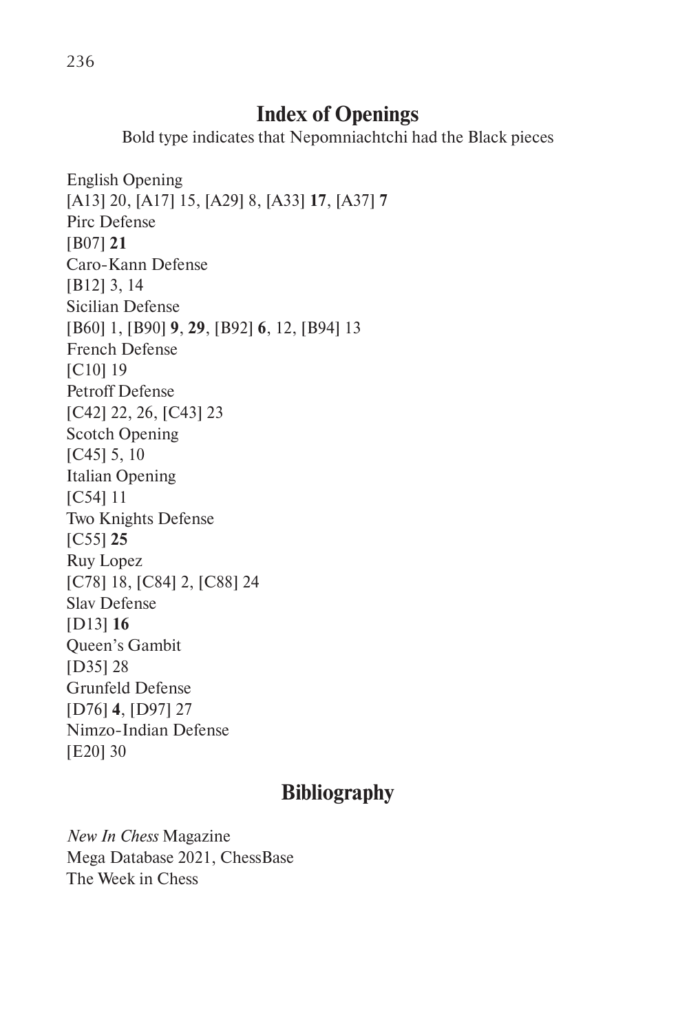## Index of Openings

Bold type indicates that Nepomniachtchi had the Black pieces

English Opening
[A13] 20, [A17] 15, [A29] 8, [A33] **17**, [A37] **7**
Pirc Defense
[B07] **21**
Caro-Kann Defense
[B12] 3, 14
Sicilian Defense
[B60] 1, [B90] **9**, **29**, [B92] **6**, 12, [B94] 13
French Defense
[C10] 19
Petroff Defense
[C42] 22, 26, [C43] 23
Scotch Opening
[C45] 5, 10
Italian Opening
[C54] 11
Two Knights Defense
[C55] **25**
Ruy Lopez
[C78] 18, [C84] 2, [C88] 24
Slav Defense
[D13] **16**
Queen's Gambit
[D35] 28
Grunfeld Defense
[D76] **4**, [D97] 27
Nimzo-Indian Defense
[E20] 30

## Bibliography

*New In Chess* Magazine
Mega Database 2021, ChessBase
The Week in Chess